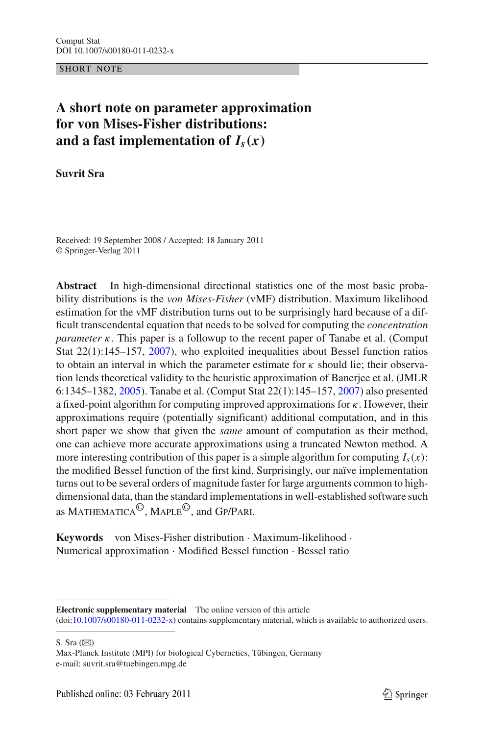Comput Stat
DOI 10.1007/s00180-011-0232-x

SHORT NOTE

# A short note on parameter approximation for von Mises-Fisher distributions: and a fast implementation of $I_s(x)$

**Suvrit Sra**

Received: 19 September 2008 / Accepted: 18 January 2011
© Springer-Verlag 2011

**Abstract** In high-dimensional directional statistics one of the most basic probability distributions is the *von Mises-Fisher* (vMF) distribution. Maximum likelihood estimation for the vMF distribution turns out to be surprisingly hard because of a difficult transcendental equation that needs to be solved for computing the *concentration parameter* $\kappa$. This paper is a followup to the recent paper of Tanabe et al. (Comput Stat 22(1):145–157, 2007), who exploited inequalities about Bessel function ratios to obtain an interval in which the parameter estimate for $\kappa$ should lie; their observation lends theoretical validity to the heuristic approximation of Banerjee et al. (JMLR 6:1345–1382, 2005). Tanabe et al. (Comput Stat 22(1):145–157, 2007) also presented a fixed-point algorithm for computing improved approximations for $\kappa$. However, their approximations require (potentially significant) additional computation, and in this short paper we show that given the *same* amount of computation as their method, one can achieve more accurate approximations using a truncated Newton method. A more interesting contribution of this paper is a simple algorithm for computing $I_s(x)$: the modified Bessel function of the first kind. Surprisingly, our naïve implementation turns out to be several orders of magnitude faster for large arguments common to high-dimensional data, than the standard implementations in well-established software such as MATHEMATICA©, MAPLE©, and GP/PARI.

**Keywords** von Mises-Fisher distribution · Maximum-likelihood · Numerical approximation · Modified Bessel function · Bessel ratio

---

**Electronic supplementary material** The online version of this article (doi:10.1007/s00180-011-0232-x) contains supplementary material, which is available to authorized users.

S. Sra (✉)
Max-Planck Institute (MPI) for biological Cybernetics, Tübingen, Germany
e-mail: suvrit.sra@tuebingen.mpg.de

Published online: 03 February 2011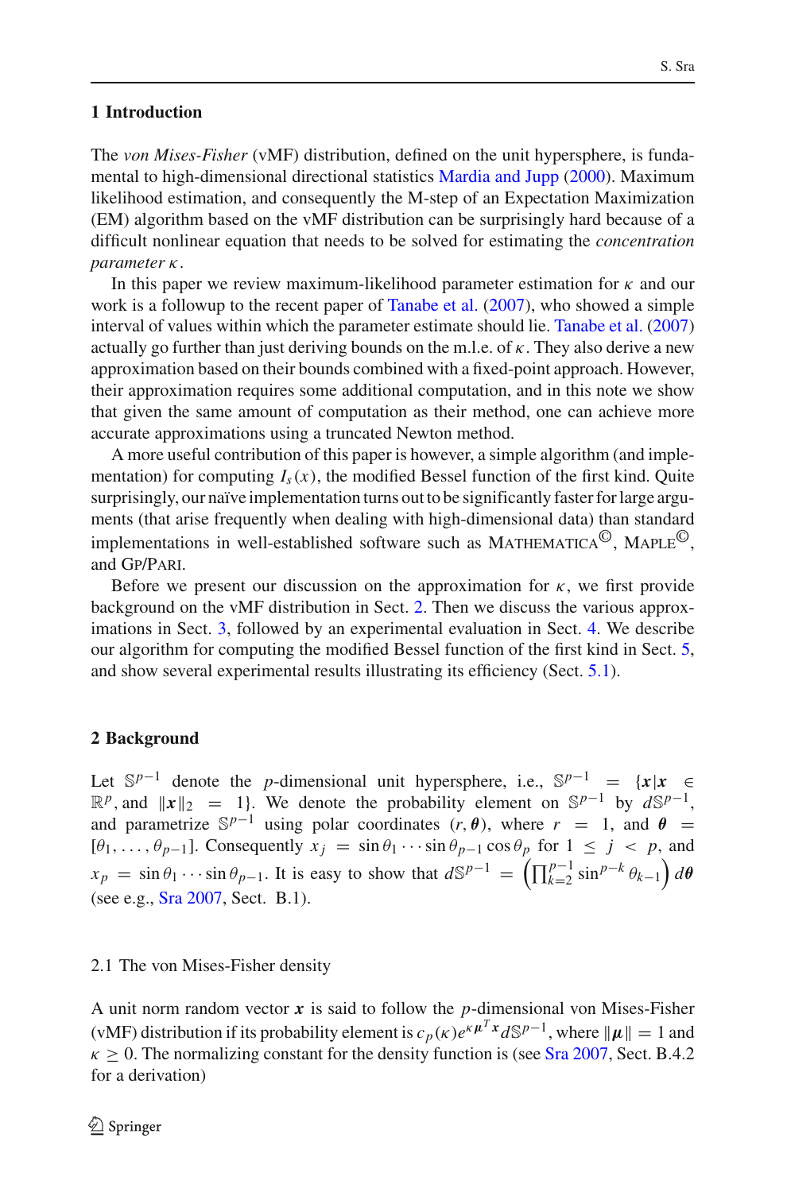## 1 Introduction

The *von Mises-Fisher* (vMF) distribution, defined on the unit hypersphere, is fundamental to high-dimensional directional statistics Mardia and Jupp (2000). Maximum likelihood estimation, and consequently the M-step of an Expectation Maximization (EM) algorithm based on the vMF distribution can be surprisingly hard because of a difficult nonlinear equation that needs to be solved for estimating the *concentration parameter* $\kappa$.

In this paper we review maximum-likelihood parameter estimation for $\kappa$ and our work is a followup to the recent paper of Tanabe et al. (2007), who showed a simple interval of values within which the parameter estimate should lie. Tanabe et al. (2007) actually go further than just deriving bounds on the m.l.e. of $\kappa$. They also derive a new approximation based on their bounds combined with a fixed-point approach. However, their approximation requires some additional computation, and in this note we show that given the same amount of computation as their method, one can achieve more accurate approximations using a truncated Newton method.

A more useful contribution of this paper is however, a simple algorithm (and implementation) for computing $I_s(x)$, the modified Bessel function of the first kind. Quite surprisingly, our naïve implementation turns out to be significantly faster for large arguments (that arise frequently when dealing with high-dimensional data) than standard implementations in well-established software such as MATHEMATICA©, MAPLE©, and GP/PARI.

Before we present our discussion on the approximation for $\kappa$, we first provide background on the vMF distribution in Sect. 2. Then we discuss the various approximations in Sect. 3, followed by an experimental evaluation in Sect. 4. We describe our algorithm for computing the modified Bessel function of the first kind in Sect. 5, and show several experimental results illustrating its efficiency (Sect. 5.1).

## 2 Background

Let $\mathbb{S}^{p-1}$ denote the $p$-dimensional unit hypersphere, i.e., $\mathbb{S}^{p-1} = \{\boldsymbol{x} | \boldsymbol{x} \in \mathbb{R}^p$, and $\|\boldsymbol{x}\|_2 = 1\}$. We denote the probability element on $\mathbb{S}^{p-1}$ by $d\mathbb{S}^{p-1}$, and parametrize $\mathbb{S}^{p-1}$ using polar coordinates $(r, \boldsymbol{\theta})$, where $r = 1$, and $\boldsymbol{\theta} = [\theta_1, \ldots, \theta_{p-1}]$. Consequently $x_j = \sin\theta_1 \cdots \sin\theta_{p-1} \cos\theta_p$ for $1 \leq j < p$, and $x_p = \sin\theta_1 \cdots \sin\theta_{p-1}$. It is easy to show that $d\mathbb{S}^{p-1} = \left(\prod_{k=2}^{p-1} \sin^{p-k}\theta_{k-1}\right) d\boldsymbol{\theta}$ (see e.g., Sra 2007, Sect. B.1).

### 2.1 The von Mises-Fisher density

A unit norm random vector $\boldsymbol{x}$ is said to follow the $p$-dimensional von Mises-Fisher (vMF) distribution if its probability element is $c_p(\kappa)e^{\kappa\boldsymbol{\mu}^T\boldsymbol{x}} d\mathbb{S}^{p-1}$, where $\|\boldsymbol{\mu}\| = 1$ and $\kappa \geq 0$. The normalizing constant for the density function is (see Sra 2007, Sect. B.4.2 for a derivation)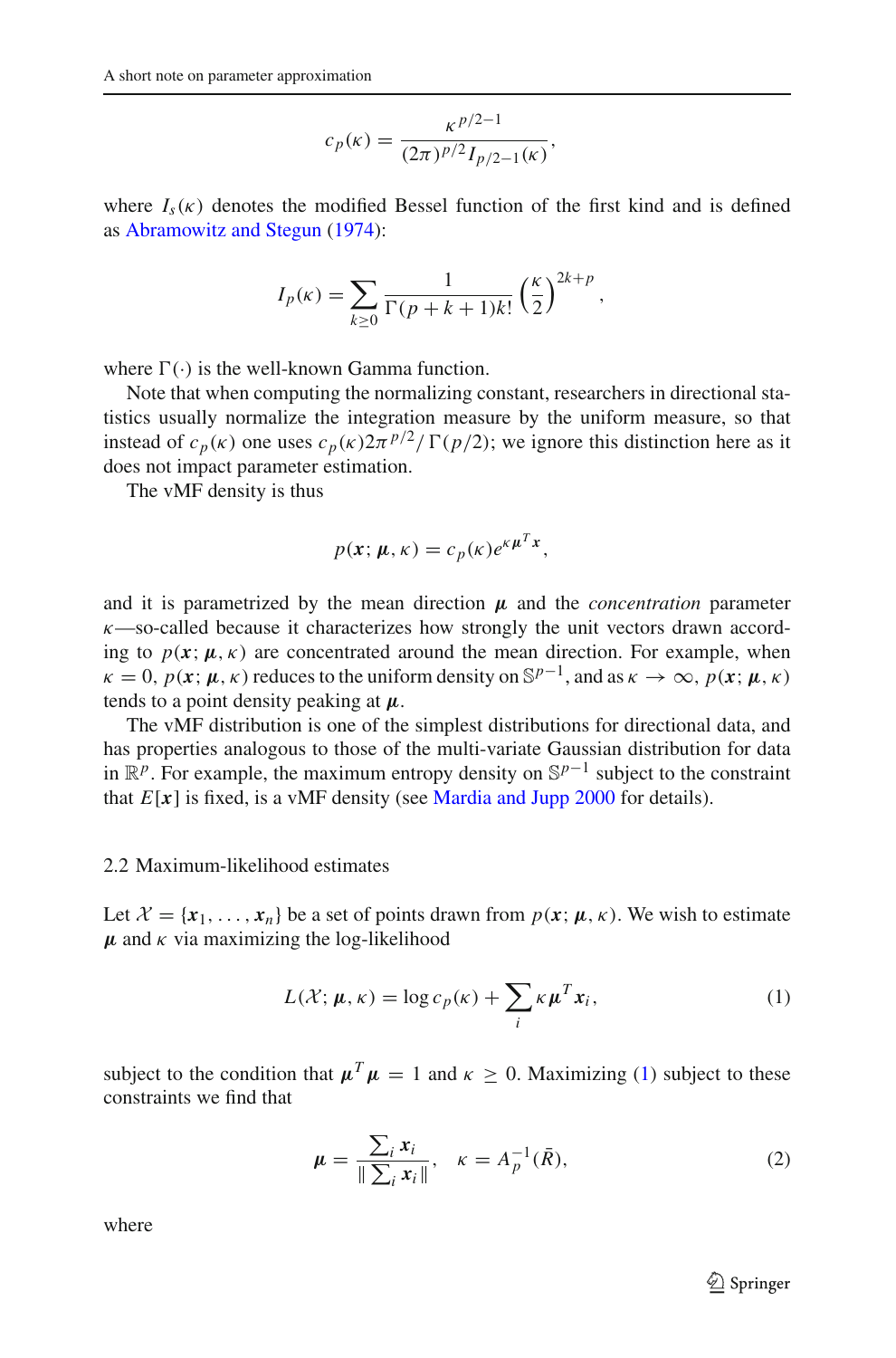$$c_p(\kappa) = \frac{\kappa^{p/2-1}}{(2\pi)^{p/2} I_{p/2-1}(\kappa)},$$

where $I_s(\kappa)$ denotes the modified Bessel function of the first kind and is defined as Abramowitz and Stegun (1974):

$$I_p(\kappa) = \sum_{k \geq 0} \frac{1}{\Gamma(p+k+1)k!} \left(\frac{\kappa}{2}\right)^{2k+p},$$

where $\Gamma(\cdot)$ is the well-known Gamma function.

Note that when computing the normalizing constant, researchers in directional statistics usually normalize the integration measure by the uniform measure, so that instead of $c_p(\kappa)$ one uses $c_p(\kappa) 2\pi^{p/2}/\Gamma(p/2)$; we ignore this distinction here as it does not impact parameter estimation.

The vMF density is thus

$$p(\boldsymbol{x}; \boldsymbol{\mu}, \kappa) = c_p(\kappa) e^{\kappa \boldsymbol{\mu}^T \boldsymbol{x}},$$

and it is parametrized by the mean direction $\boldsymbol{\mu}$ and the *concentration* parameter $\kappa$—so-called because it characterizes how strongly the unit vectors drawn according to $p(\boldsymbol{x}; \boldsymbol{\mu}, \kappa)$ are concentrated around the mean direction. For example, when $\kappa = 0$, $p(\boldsymbol{x}; \boldsymbol{\mu}, \kappa)$ reduces to the uniform density on $\mathbb{S}^{p-1}$, and as $\kappa \to \infty$, $p(\boldsymbol{x}; \boldsymbol{\mu}, \kappa)$ tends to a point density peaking at $\boldsymbol{\mu}$.

The vMF distribution is one of the simplest distributions for directional data, and has properties analogous to those of the multi-variate Gaussian distribution for data in $\mathbb{R}^p$. For example, the maximum entropy density on $\mathbb{S}^{p-1}$ subject to the constraint that $E[\boldsymbol{x}]$ is fixed, is a vMF density (see Mardia and Jupp 2000 for details).

### 2.2 Maximum-likelihood estimates

Let $\mathcal{X} = \{\boldsymbol{x}_1, \ldots, \boldsymbol{x}_n\}$ be a set of points drawn from $p(\boldsymbol{x}; \boldsymbol{\mu}, \kappa)$. We wish to estimate $\boldsymbol{\mu}$ and $\kappa$ via maximizing the log-likelihood

$$L(\mathcal{X}; \boldsymbol{\mu}, \kappa) = \log c_p(\kappa) + \sum_i \kappa \boldsymbol{\mu}^T \boldsymbol{x}_i, \tag{1}$$

subject to the condition that $\boldsymbol{\mu}^T \boldsymbol{\mu} = 1$ and $\kappa \geq 0$. Maximizing (1) subject to these constraints we find that

$$\boldsymbol{\mu} = \frac{\sum_i \boldsymbol{x}_i}{\|\sum_i \boldsymbol{x}_i\|}, \quad \kappa = A_p^{-1}(\bar{R}), \tag{2}$$

where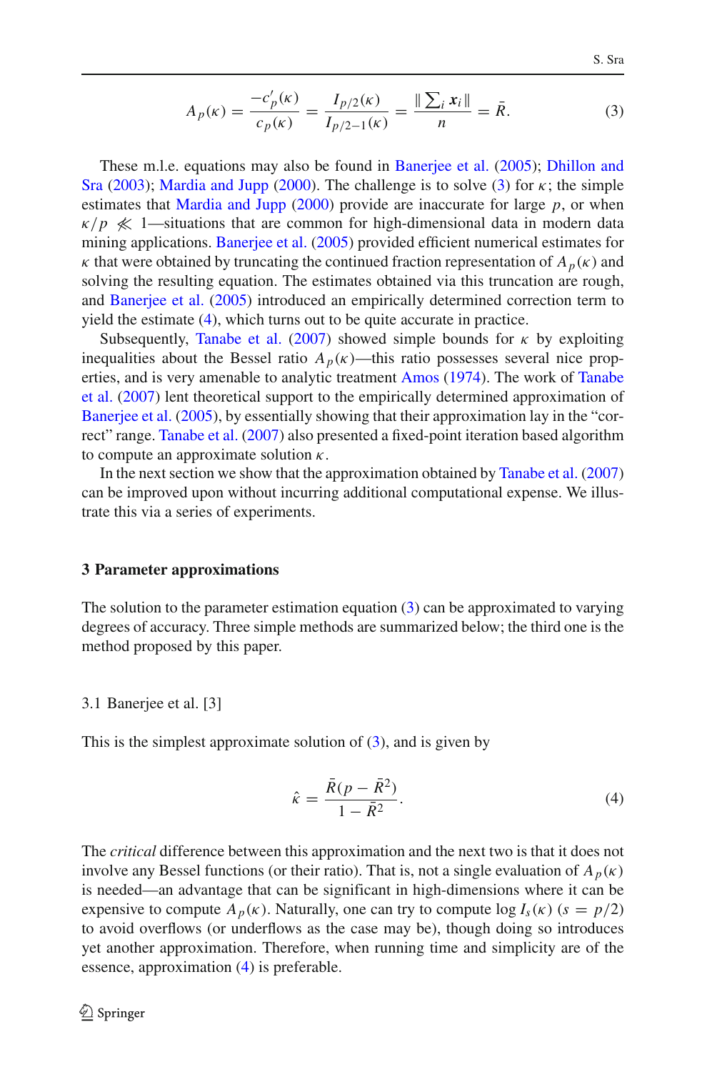$$A_p(\kappa) = \frac{-c'_p(\kappa)}{c_p(\kappa)} = \frac{I_{p/2}(\kappa)}{I_{p/2-1}(\kappa)} = \frac{\|\sum_i \boldsymbol{x}_i\|}{n} = \bar{R}. \tag{3}$$

These m.l.e. equations may also be found in Banerjee et al. (2005); Dhillon and Sra (2003); Mardia and Jupp (2000). The challenge is to solve (3) for $\kappa$; the simple estimates that Mardia and Jupp (2000) provide are inaccurate for large $p$, or when $\kappa/p \not\ll 1$—situations that are common for high-dimensional data in modern data mining applications. Banerjee et al. (2005) provided efficient numerical estimates for $\kappa$ that were obtained by truncating the continued fraction representation of $A_p(\kappa)$ and solving the resulting equation. The estimates obtained via this truncation are rough, and Banerjee et al. (2005) introduced an empirically determined correction term to yield the estimate (4), which turns out to be quite accurate in practice.

Subsequently, Tanabe et al. (2007) showed simple bounds for $\kappa$ by exploiting inequalities about the Bessel ratio $A_p(\kappa)$—this ratio possesses several nice properties, and is very amenable to analytic treatment Amos (1974). The work of Tanabe et al. (2007) lent theoretical support to the empirically determined approximation of Banerjee et al. (2005), by essentially showing that their approximation lay in the "correct" range. Tanabe et al. (2007) also presented a fixed-point iteration based algorithm to compute an approximate solution $\kappa$.

In the next section we show that the approximation obtained by Tanabe et al. (2007) can be improved upon without incurring additional computational expense. We illustrate this via a series of experiments.

## 3 Parameter approximations

The solution to the parameter estimation equation (3) can be approximated to varying degrees of accuracy. Three simple methods are summarized below; the third one is the method proposed by this paper.

### 3.1 Banerjee et al. [3]

This is the simplest approximate solution of (3), and is given by

$$\hat{\kappa} = \frac{\bar{R}(p - \bar{R}^2)}{1 - \bar{R}^2}. \tag{4}$$

The *critical* difference between this approximation and the next two is that it does not involve any Bessel functions (or their ratio). That is, not a single evaluation of $A_p(\kappa)$ is needed—an advantage that can be significant in high-dimensions where it can be expensive to compute $A_p(\kappa)$. Naturally, one can try to compute $\log I_s(\kappa)$ ($s = p/2$) to avoid overflows (or underflows as the case may be), though doing so introduces yet another approximation. Therefore, when running time and simplicity are of the essence, approximation (4) is preferable.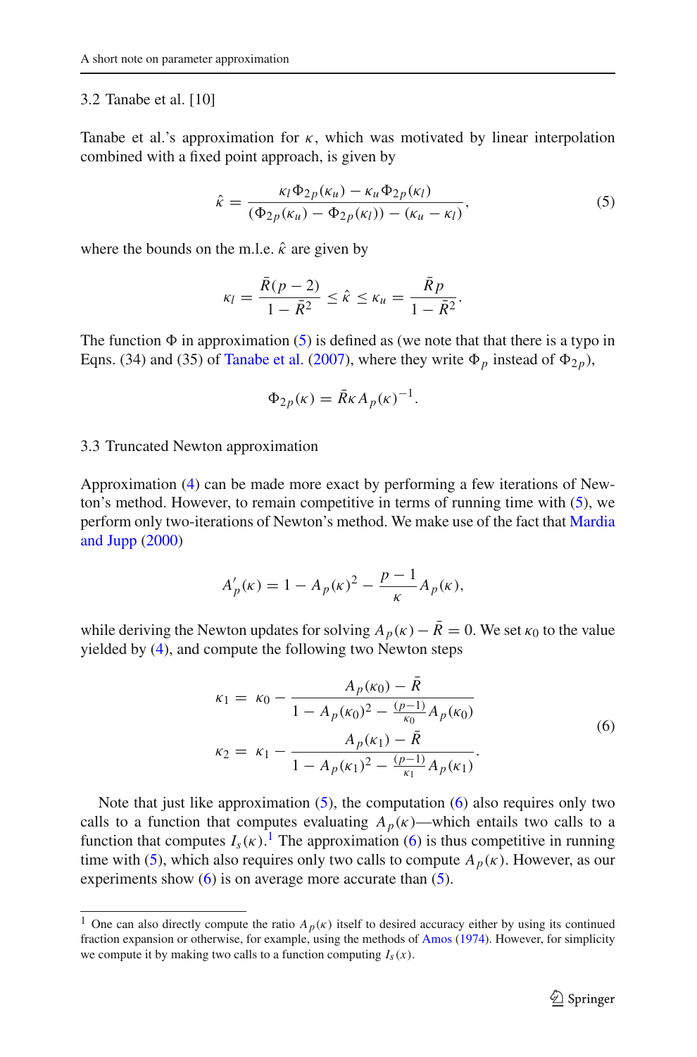### 3.2 Tanabe et al. [10]

Tanabe et al.'s approximation for $\kappa$, which was motivated by linear interpolation combined with a fixed point approach, is given by

$$\hat{\kappa} = \frac{\kappa_l \Phi_{2p}(\kappa_u) - \kappa_u \Phi_{2p}(\kappa_l)}{(\Phi_{2p}(\kappa_u) - \Phi_{2p}(\kappa_l)) - (\kappa_u - \kappa_l)}, \tag{5}$$

where the bounds on the m.l.e. $\hat{\kappa}$ are given by

$$\kappa_l = \frac{\bar{R}(p-2)}{1-\bar{R}^2} \leq \hat{\kappa} \leq \kappa_u = \frac{\bar{R}p}{1-\bar{R}^2}.$$

The function $\Phi$ in approximation (5) is defined as (we note that that there is a typo in Eqns. (34) and (35) of Tanabe et al. (2007), where they write $\Phi_p$ instead of $\Phi_{2p}$),

$$\Phi_{2p}(\kappa) = \bar{R}\kappa A_p(\kappa)^{-1}.$$

### 3.3 Truncated Newton approximation

Approximation (4) can be made more exact by performing a few iterations of Newton's method. However, to remain competitive in terms of running time with (5), we perform only two-iterations of Newton's method. We make use of the fact that Mardia and Jupp (2000)

$$A_p'(\kappa) = 1 - A_p(\kappa)^2 - \frac{p-1}{\kappa} A_p(\kappa),$$

while deriving the Newton updates for solving $A_p(\kappa) - \bar{R} = 0$. We set $\kappa_0$ to the value yielded by (4), and compute the following two Newton steps

$$\begin{aligned}
\kappa_1 &= \kappa_0 - \frac{A_p(\kappa_0) - \bar{R}}{1 - A_p(\kappa_0)^2 - \frac{(p-1)}{\kappa_0} A_p(\kappa_0)} \\
\kappa_2 &= \kappa_1 - \frac{A_p(\kappa_1) - \bar{R}}{1 - A_p(\kappa_1)^2 - \frac{(p-1)}{\kappa_1} A_p(\kappa_1)}.
\end{aligned} \tag{6}$$

Note that just like approximation (5), the computation (6) also requires only two calls to a function that computes evaluating $A_p(\kappa)$—which entails two calls to a function that computes $I_s(\kappa)$.[1] The approximation (6) is thus competitive in running time with (5), which also requires only two calls to compute $A_p(\kappa)$. However, as our experiments show (6) is on average more accurate than (5).

[1] One can also directly compute the ratio $A_p(\kappa)$ itself to desired accuracy either by using its continued fraction expansion or otherwise, for example, using the methods of Amos (1974). However, for simplicity we compute it by making two calls to a function computing $I_s(x)$.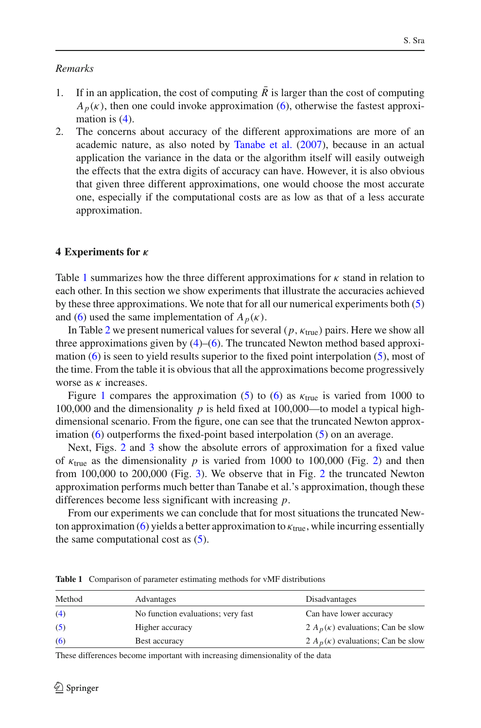*Remarks*

1. If in an application, the cost of computing $\bar{R}$ is larger than the cost of computing $A_p(\kappa)$, then one could invoke approximation (6), otherwise the fastest approximation is (4).
2. The concerns about accuracy of the different approximations are more of an academic nature, as also noted by Tanabe et al. (2007), because in an actual application the variance in the data or the algorithm itself will easily outweigh the effects that the extra digits of accuracy can have. However, it is also obvious that given three different approximations, one would choose the most accurate one, especially if the computational costs are as low as that of a less accurate approximation.

## 4 Experiments for $\kappa$

Table 1 summarizes how the three different approximations for $\kappa$ stand in relation to each other. In this section we show experiments that illustrate the accuracies achieved by these three approximations. We note that for all our numerical experiments both (5) and (6) used the same implementation of $A_p(\kappa)$.

In Table 2 we present numerical values for several $(p, \kappa_{\text{true}})$ pairs. Here we show all three approximations given by (4)–(6). The truncated Newton method based approximation (6) is seen to yield results superior to the fixed point interpolation (5), most of the time. From the table it is obvious that all the approximations become progressively worse as $\kappa$ increases.

Figure 1 compares the approximation (5) to (6) as $\kappa_{\text{true}}$ is varied from 1000 to 100,000 and the dimensionality $p$ is held fixed at 100,000—to model a typical high-dimensional scenario. From the figure, one can see that the truncated Newton approximation (6) outperforms the fixed-point based interpolation (5) on an average.

Next, Figs. 2 and 3 show the absolute errors of approximation for a fixed value of $\kappa_{\text{true}}$ as the dimensionality $p$ is varied from 1000 to 100,000 (Fig. 2) and then from 100,000 to 200,000 (Fig. 3). We observe that in Fig. 2 the truncated Newton approximation performs much better than Tanabe et al.'s approximation, though these differences become less significant with increasing $p$.

From our experiments we can conclude that for most situations the truncated Newton approximation (6) yields a better approximation to $\kappa_{\text{true}}$, while incurring essentially the same computational cost as (5).

**Table 1** Comparison of parameter estimating methods for vMF distributions

| Method | Advantages | Disadvantages |
|---|---|---|
| (4) | No function evaluations; very fast | Can have lower accuracy |
| (5) | Higher accuracy | 2 $A_p(\kappa)$ evaluations; Can be slow |
| (6) | Best accuracy | 2 $A_p(\kappa)$ evaluations; Can be slow |

These differences become important with increasing dimensionality of the data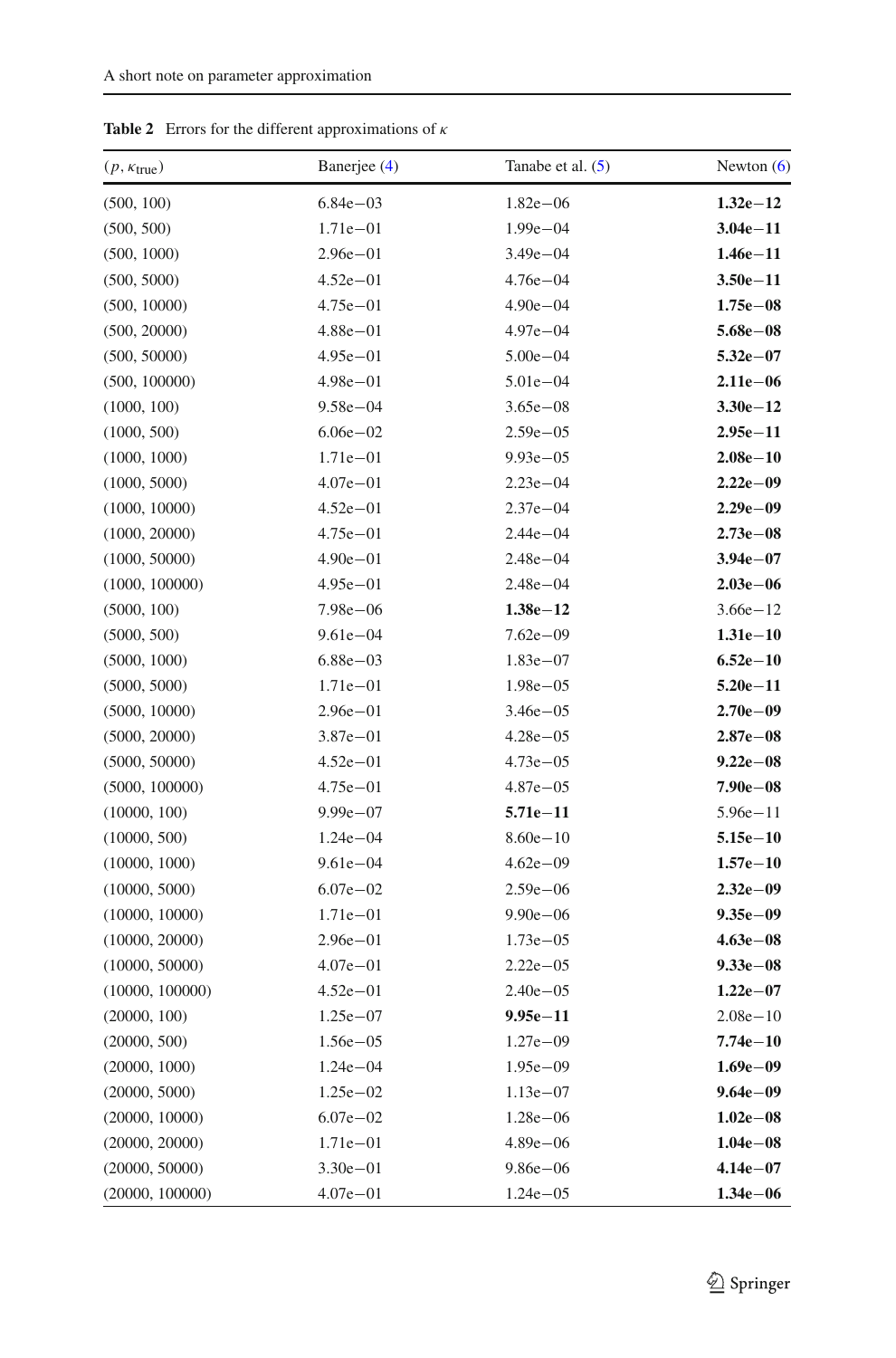**Table 2** Errors for the different approximations of $\kappa$

| $(p, \kappa_{\text{true}})$ | Banerjee (4) | Tanabe et al. (5) | Newton (6) |
|---|---|---|---|
| (500, 100) | 6.84e−03 | 1.82e−06 | **1.32e−12** |
| (500, 500) | 1.71e−01 | 1.99e−04 | **3.04e−11** |
| (500, 1000) | 2.96e−01 | 3.49e−04 | **1.46e−11** |
| (500, 5000) | 4.52e−01 | 4.76e−04 | **3.50e−11** |
| (500, 10000) | 4.75e−01 | 4.90e−04 | **1.75e−08** |
| (500, 20000) | 4.88e−01 | 4.97e−04 | **5.68e−08** |
| (500, 50000) | 4.95e−01 | 5.00e−04 | **5.32e−07** |
| (500, 100000) | 4.98e−01 | 5.01e−04 | **2.11e−06** |
| (1000, 100) | 9.58e−04 | 3.65e−08 | **3.30e−12** |
| (1000, 500) | 6.06e−02 | 2.59e−05 | **2.95e−11** |
| (1000, 1000) | 1.71e−01 | 9.93e−05 | **2.08e−10** |
| (1000, 5000) | 4.07e−01 | 2.23e−04 | **2.22e−09** |
| (1000, 10000) | 4.52e−01 | 2.37e−04 | **2.29e−09** |
| (1000, 20000) | 4.75e−01 | 2.44e−04 | **2.73e−08** |
| (1000, 50000) | 4.90e−01 | 2.48e−04 | **3.94e−07** |
| (1000, 100000) | 4.95e−01 | 2.48e−04 | **2.03e−06** |
| (5000, 100) | 7.98e−06 | **1.38e−12** | 3.66e−12 |
| (5000, 500) | 9.61e−04 | 7.62e−09 | **1.31e−10** |
| (5000, 1000) | 6.88e−03 | 1.83e−07 | **6.52e−10** |
| (5000, 5000) | 1.71e−01 | 1.98e−05 | **5.20e−11** |
| (5000, 10000) | 2.96e−01 | 3.46e−05 | **2.70e−09** |
| (5000, 20000) | 3.87e−01 | 4.28e−05 | **2.87e−08** |
| (5000, 50000) | 4.52e−01 | 4.73e−05 | **9.22e−08** |
| (5000, 100000) | 4.75e−01 | 4.87e−05 | **7.90e−08** |
| (10000, 100) | 9.99e−07 | **5.71e−11** | 5.96e−11 |
| (10000, 500) | 1.24e−04 | 8.60e−10 | **5.15e−10** |
| (10000, 1000) | 9.61e−04 | 4.62e−09 | **1.57e−10** |
| (10000, 5000) | 6.07e−02 | 2.59e−06 | **2.32e−09** |
| (10000, 10000) | 1.71e−01 | 9.90e−06 | **9.35e−09** |
| (10000, 20000) | 2.96e−01 | 1.73e−05 | **4.63e−08** |
| (10000, 50000) | 4.07e−01 | 2.22e−05 | **9.33e−08** |
| (10000, 100000) | 4.52e−01 | 2.40e−05 | **1.22e−07** |
| (20000, 100) | 1.25e−07 | **9.95e−11** | 2.08e−10 |
| (20000, 500) | 1.56e−05 | 1.27e−09 | **7.74e−10** |
| (20000, 1000) | 1.24e−04 | 1.95e−09 | **1.69e−09** |
| (20000, 5000) | 1.25e−02 | 1.13e−07 | **9.64e−09** |
| (20000, 10000) | 6.07e−02 | 1.28e−06 | **1.02e−08** |
| (20000, 20000) | 1.71e−01 | 4.89e−06 | **1.04e−08** |
| (20000, 50000) | 3.30e−01 | 9.86e−06 | **4.14e−07** |
| (20000, 100000) | 4.07e−01 | 1.24e−05 | **1.34e−06** |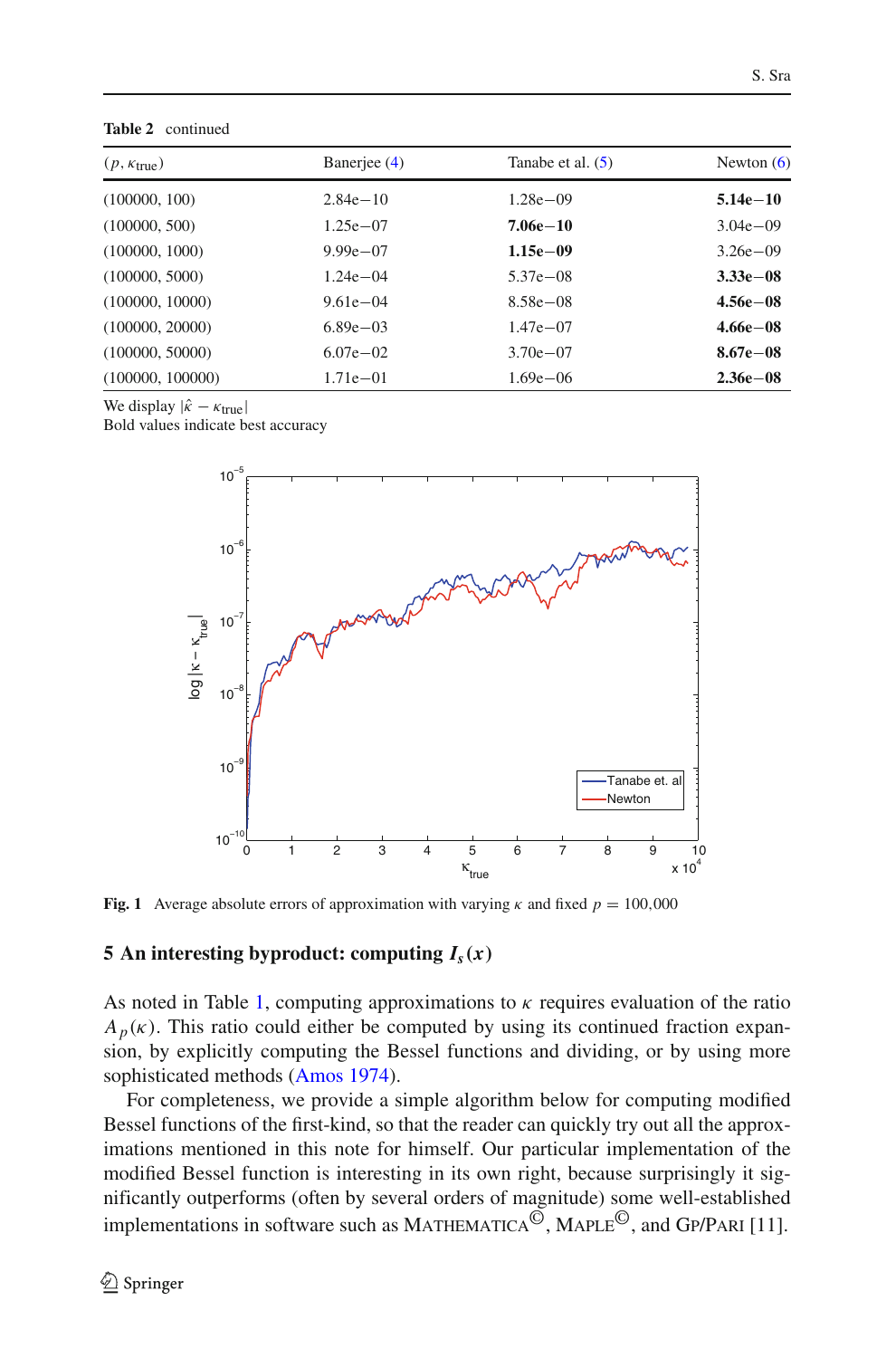**Table 2** continued

| $(p, \kappa_{\text{true}})$ | Banerjee (4) | Tanabe et al. (5) | Newton (6) |
|---|---|---|---|
| (100000, 100) | 2.84e−10 | 1.28e−09 | **5.14e−10** |
| (100000, 500) | 1.25e−07 | **7.06e−10** | 3.04e−09 |
| (100000, 1000) | 9.99e−07 | **1.15e−09** | 3.26e−09 |
| (100000, 5000) | 1.24e−04 | 5.37e−08 | **3.33e−08** |
| (100000, 10000) | 9.61e−04 | 8.58e−08 | **4.56e−08** |
| (100000, 20000) | 6.89e−03 | 1.47e−07 | **4.66e−08** |
| (100000, 50000) | 6.07e−02 | 3.70e−07 | **8.67e−08** |
| (100000, 100000) | 1.71e−01 | 1.69e−06 | **2.36e−08** |

We display $|\hat{\kappa} - \kappa_{\text{true}}|$

Bold values indicate best accuracy

**Fig. 1** Average absolute errors of approximation with varying $\kappa$ and fixed $p = 100{,}000$

## 5 An interesting byproduct: computing $I_s(x)$

As noted in Table 1, computing approximations to $\kappa$ requires evaluation of the ratio $A_p(\kappa)$. This ratio could either be computed by using its continued fraction expansion, by explicitly computing the Bessel functions and dividing, or by using more sophisticated methods (Amos 1974).

For completeness, we provide a simple algorithm below for computing modified Bessel functions of the first-kind, so that the reader can quickly try out all the approximations mentioned in this note for himself. Our particular implementation of the modified Bessel function is interesting in its own right, because surprisingly it significantly outperforms (often by several orders of magnitude) some well-established implementations in software such as MATHEMATICA©, MAPLE©, and GP/PARI [11].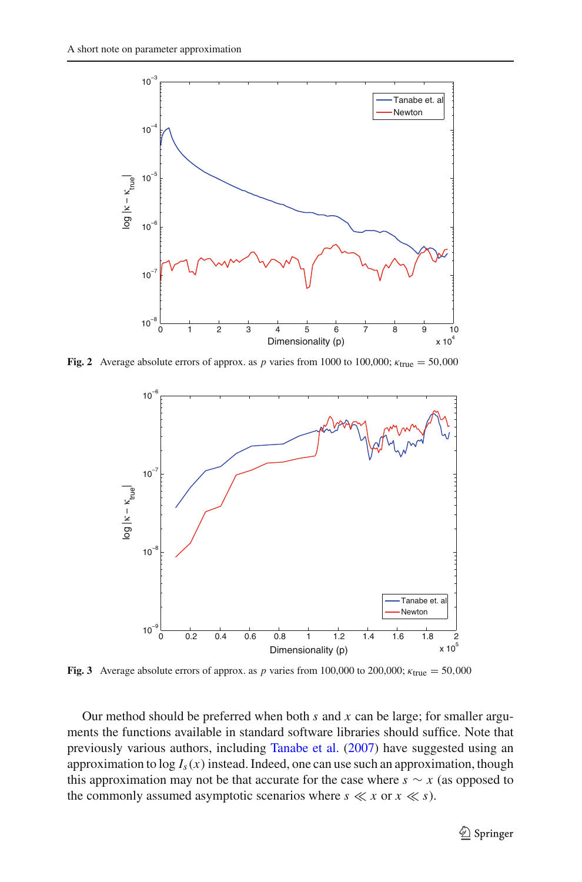**Fig. 2** Average absolute errors of approx. as $p$ varies from 1000 to 100,000; $\kappa_{\text{true}} = 50{,}000$

**Fig. 3** Average absolute errors of approx. as $p$ varies from 100,000 to 200,000; $\kappa_{\text{true}} = 50{,}000$

Our method should be preferred when both $s$ and $x$ can be large; for smaller arguments the functions available in standard software libraries should suffice. Note that previously various authors, including Tanabe et al. (2007) have suggested using an approximation to $\log I_s(x)$ instead. Indeed, one can use such an approximation, though this approximation may not be that accurate for the case where $s \sim x$ (as opposed to the commonly assumed asymptotic scenarios where $s \ll x$ or $x \ll s$).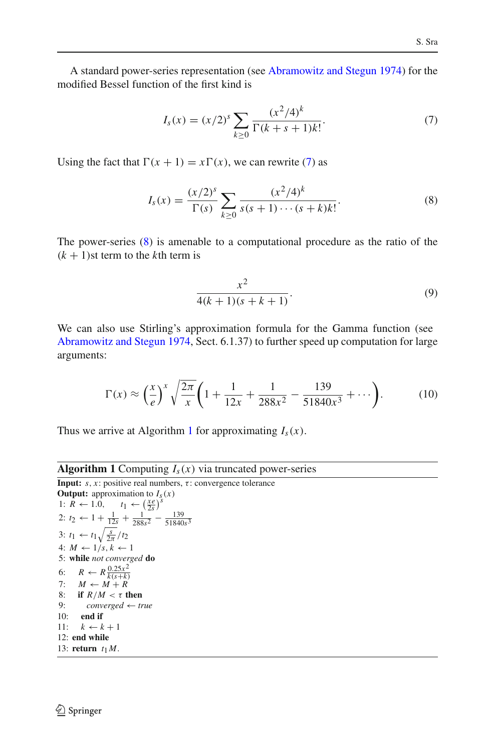A standard power-series representation (see Abramowitz and Stegun 1974) for the modified Bessel function of the first kind is

$$I_s(x) = (x/2)^s \sum_{k \geq 0} \frac{(x^2/4)^k}{\Gamma(k+s+1)k!}. \tag{7}$$

Using the fact that $\Gamma(x+1) = x\Gamma(x)$, we can rewrite (7) as

$$I_s(x) = \frac{(x/2)^s}{\Gamma(s)} \sum_{k \geq 0} \frac{(x^2/4)^k}{s(s+1)\cdots(s+k)k!}. \tag{8}$$

The power-series (8) is amenable to a computational procedure as the ratio of the $(k+1)$st term to the $k$th term is

$$\frac{x^2}{4(k+1)(s+k+1)}. \tag{9}$$

We can also use Stirling's approximation formula for the Gamma function (see Abramowitz and Stegun 1974, Sect. 6.1.37) to further speed up computation for large arguments:

$$\Gamma(x) \approx \left(\frac{x}{e}\right)^x \sqrt{\frac{2\pi}{x}} \left(1 + \frac{1}{12x} + \frac{1}{288x^2} - \frac{139}{51840x^3} + \cdots\right). \tag{10}$$

Thus we arrive at Algorithm 1 for approximating $I_s(x)$.

**Algorithm 1** Computing $I_s(x)$ via truncated power-series

**Input:** $s, x$: positive real numbers, $\tau$: convergence tolerance
**Output:** approximation to $I_s(x)$

1: $R \leftarrow 1.0, \quad t_1 \leftarrow \left(\frac{xe}{2s}\right)^s$
2: $t_2 \leftarrow 1 + \frac{1}{12s} + \frac{1}{288s^2} - \frac{139}{51840s^3}$
3: $t_1 \leftarrow t_1 \sqrt{\frac{s}{2\pi}} / t_2$
4: $M \leftarrow 1/s, k \leftarrow 1$
5: **while** *not converged* **do**
6: $\quad R \leftarrow R \frac{0.25x^2}{k(s+k)}$
7: $\quad M \leftarrow M + R$
8: $\quad$ **if** $R/M < \tau$ **then**
9: $\quad\quad$ *converged* $\leftarrow$ *true*
10: $\quad$ **end if**
11: $\quad k \leftarrow k + 1$
12: **end while**
13: **return** $t_1 M$.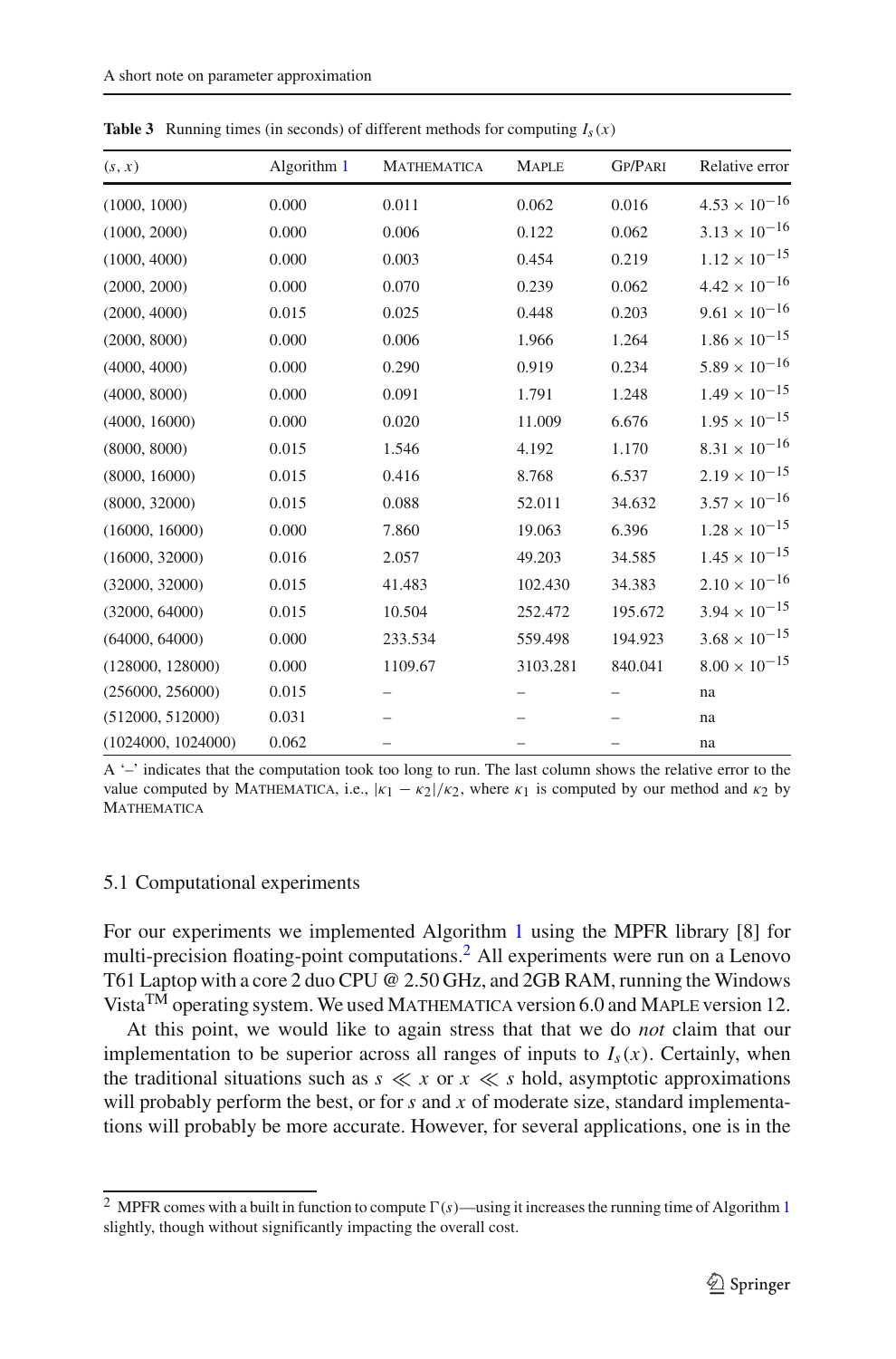**Table 3** Running times (in seconds) of different methods for computing $I_s(x)$

| $(s, x)$ | Algorithm 1 | Mathematica | Maple | Gp/Pari | Relative error |
|---|---|---|---|---|---|
| (1000, 1000) | 0.000 | 0.011 | 0.062 | 0.016 | $4.53 \times 10^{-16}$ |
| (1000, 2000) | 0.000 | 0.006 | 0.122 | 0.062 | $3.13 \times 10^{-16}$ |
| (1000, 4000) | 0.000 | 0.003 | 0.454 | 0.219 | $1.12 \times 10^{-15}$ |
| (2000, 2000) | 0.000 | 0.070 | 0.239 | 0.062 | $4.42 \times 10^{-16}$ |
| (2000, 4000) | 0.015 | 0.025 | 0.448 | 0.203 | $9.61 \times 10^{-16}$ |
| (2000, 8000) | 0.000 | 0.006 | 1.966 | 1.264 | $1.86 \times 10^{-15}$ |
| (4000, 4000) | 0.000 | 0.290 | 0.919 | 0.234 | $5.89 \times 10^{-16}$ |
| (4000, 8000) | 0.000 | 0.091 | 1.791 | 1.248 | $1.49 \times 10^{-15}$ |
| (4000, 16000) | 0.000 | 0.020 | 11.009 | 6.676 | $1.95 \times 10^{-15}$ |
| (8000, 8000) | 0.015 | 1.546 | 4.192 | 1.170 | $8.31 \times 10^{-16}$ |
| (8000, 16000) | 0.015 | 0.416 | 8.768 | 6.537 | $2.19 \times 10^{-15}$ |
| (8000, 32000) | 0.015 | 0.088 | 52.011 | 34.632 | $3.57 \times 10^{-16}$ |
| (16000, 16000) | 0.000 | 7.860 | 19.063 | 6.396 | $1.28 \times 10^{-15}$ |
| (16000, 32000) | 0.016 | 2.057 | 49.203 | 34.585 | $1.45 \times 10^{-15}$ |
| (32000, 32000) | 0.015 | 41.483 | 102.430 | 34.383 | $2.10 \times 10^{-16}$ |
| (32000, 64000) | 0.015 | 10.504 | 252.472 | 195.672 | $3.94 \times 10^{-15}$ |
| (64000, 64000) | 0.000 | 233.534 | 559.498 | 194.923 | $3.68 \times 10^{-15}$ |
| (128000, 128000) | 0.000 | 1109.67 | 3103.281 | 840.041 | $8.00 \times 10^{-15}$ |
| (256000, 256000) | 0.015 | – | – | – | na |
| (512000, 512000) | 0.031 | – | – | – | na |
| (1024000, 1024000) | 0.062 | – | – | – | na |

A '–' indicates that the computation took too long to run. The last column shows the relative error to the value computed by Mathematica, i.e., $|\kappa_1 - \kappa_2|/\kappa_2$, where $\kappa_1$ is computed by our method and $\kappa_2$ by Mathematica

### 5.1 Computational experiments

For our experiments we implemented Algorithm 1 using the MPFR library [8] for multi-precision floating-point computations.[2] All experiments were run on a Lenovo T61 Laptop with a core 2 duo CPU @ 2.50 GHz, and 2GB RAM, running the Windows Vista™ operating system. We used Mathematica version 6.0 and Maple version 12.

At this point, we would like to again stress that that we do *not* claim that our implementation to be superior across all ranges of inputs to $I_s(x)$. Certainly, when the traditional situations such as $s \ll x$ or $x \ll s$ hold, asymptotic approximations will probably perform the best, or for $s$ and $x$ of moderate size, standard implementations will probably be more accurate. However, for several applications, one is in the

---

[2] MPFR comes with a built in function to compute $\Gamma(s)$—using it increases the running time of Algorithm 1 slightly, though without significantly impacting the overall cost.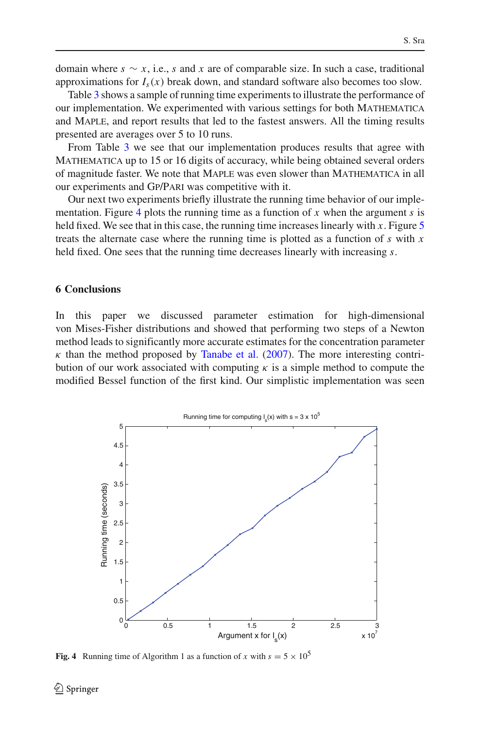domain where $s \sim x$, i.e., $s$ and $x$ are of comparable size. In such a case, traditional approximations for $I_s(x)$ break down, and standard software also becomes too slow.

Table 3 shows a sample of running time experiments to illustrate the performance of our implementation. We experimented with various settings for both MATHEMATICA and MAPLE, and report results that led to the fastest answers. All the timing results presented are averages over 5 to 10 runs.

From Table 3 we see that our implementation produces results that agree with MATHEMATICA up to 15 or 16 digits of accuracy, while being obtained several orders of magnitude faster. We note that MAPLE was even slower than MATHEMATICA in all our experiments and GP/PARI was competitive with it.

Our next two experiments briefly illustrate the running time behavior of our implementation. Figure 4 plots the running time as a function of $x$ when the argument $s$ is held fixed. We see that in this case, the running time increases linearly with $x$. Figure 5 treats the alternate case where the running time is plotted as a function of $s$ with $x$ held fixed. One sees that the running time decreases linearly with increasing $s$.

## 6 Conclusions

In this paper we discussed parameter estimation for high-dimensional von Mises-Fisher distributions and showed that performing two steps of a Newton method leads to significantly more accurate estimates for the concentration parameter $\kappa$ than the method proposed by Tanabe et al. (2007). The more interesting contribution of our work associated with computing $\kappa$ is a simple method to compute the modified Bessel function of the first kind. Our simplistic implementation was seen

**Fig. 4** Running time of Algorithm 1 as a function of $x$ with $s = 5 \times 10^5$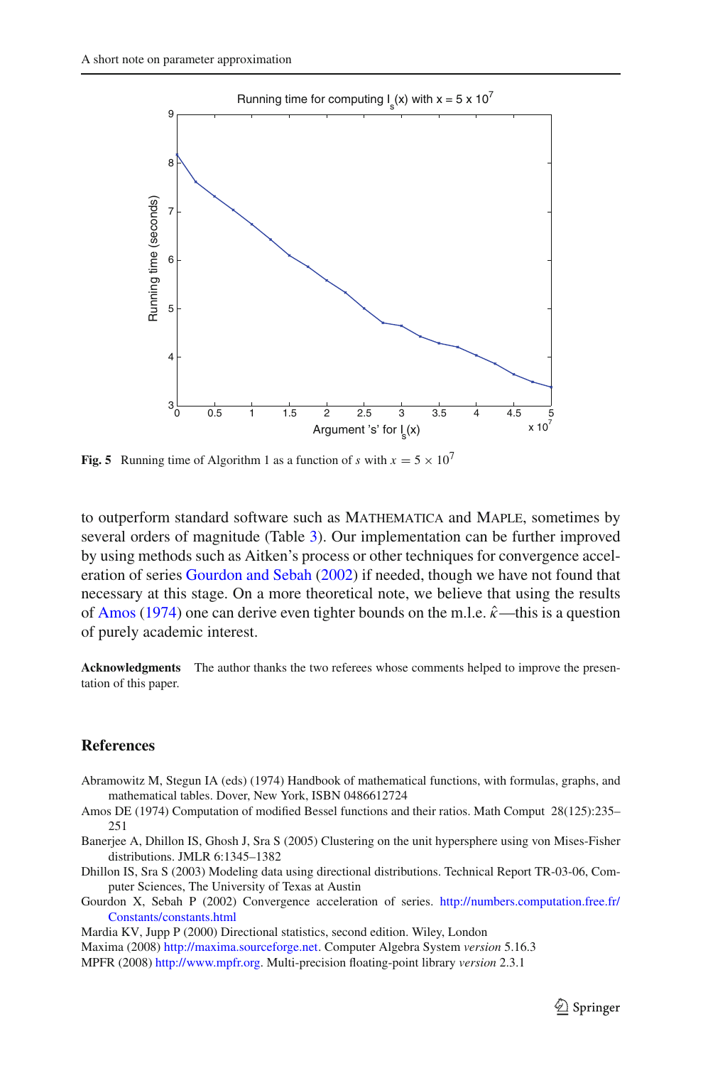Fig. 5 Running time of Algorithm 1 as a function of $s$ with $x = 5 \times 10^7$

to outperform standard software such as MATHEMATICA and MAPLE, sometimes by several orders of magnitude (Table 3). Our implementation can be further improved by using methods such as Aitken's process or other techniques for convergence acceleration of series Gourdon and Sebah (2002) if needed, though we have not found that necessary at this stage. On a more theoretical note, we believe that using the results of Amos (1974) one can derive even tighter bounds on the m.l.e. $\hat{\kappa}$—this is a question of purely academic interest.

**Acknowledgments** The author thanks the two referees whose comments helped to improve the presentation of this paper.

## References

Abramowitz M, Stegun IA (eds) (1974) Handbook of mathematical functions, with formulas, graphs, and mathematical tables. Dover, New York, ISBN 0486612724

Amos DE (1974) Computation of modified Bessel functions and their ratios. Math Comput 28(125):235–251

Banerjee A, Dhillon IS, Ghosh J, Sra S (2005) Clustering on the unit hypersphere using von Mises-Fisher distributions. JMLR 6:1345–1382

Dhillon IS, Sra S (2003) Modeling data using directional distributions. Technical Report TR-03-06, Computer Sciences, The University of Texas at Austin

Gourdon X, Sebah P (2002) Convergence acceleration of series. http://numbers.computation.free.fr/Constants/constants.html

Mardia KV, Jupp P (2000) Directional statistics, second edition. Wiley, London

Maxima (2008) http://maxima.sourceforge.net. Computer Algebra System *version* 5.16.3

MPFR (2008) http://www.mpfr.org. Multi-precision floating-point library *version* 2.3.1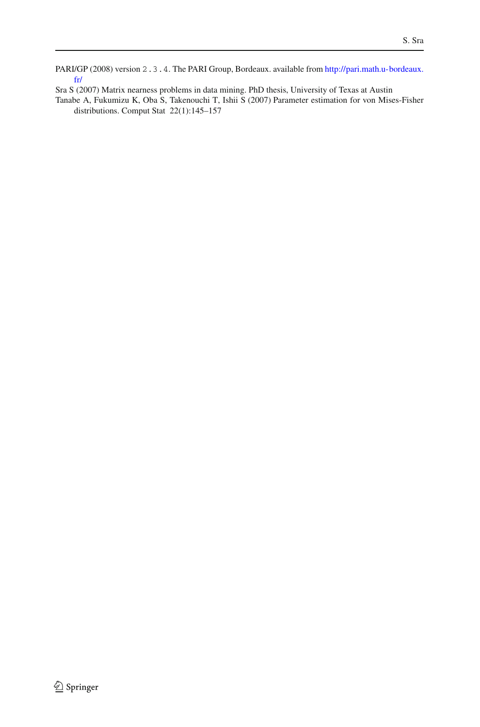PARI/GP (2008) version `2.3.4`. The PARI Group, Bordeaux. available from http://pari.math.u-bordeaux.fr/

Sra S (2007) Matrix nearness problems in data mining. PhD thesis, University of Texas at Austin

Tanabe A, Fukumizu K, Oba S, Takenouchi T, Ishii S (2007) Parameter estimation for von Mises-Fisher distributions. Comput Stat 22(1):145–157